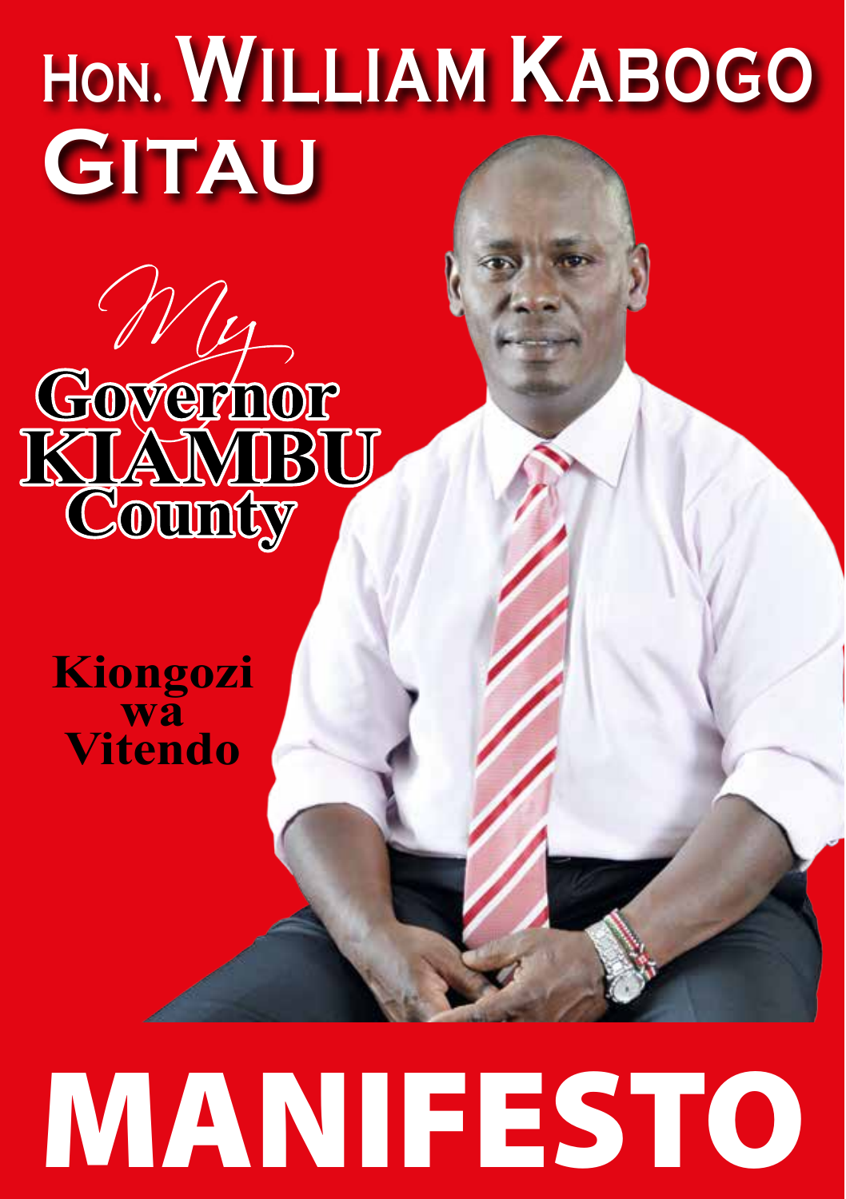# Hon. William Kabogo Gitau

*My*

**Governor**
**KIAMBU**
**County**

**Kiongozi wa Vitendo**

# MANIFESTO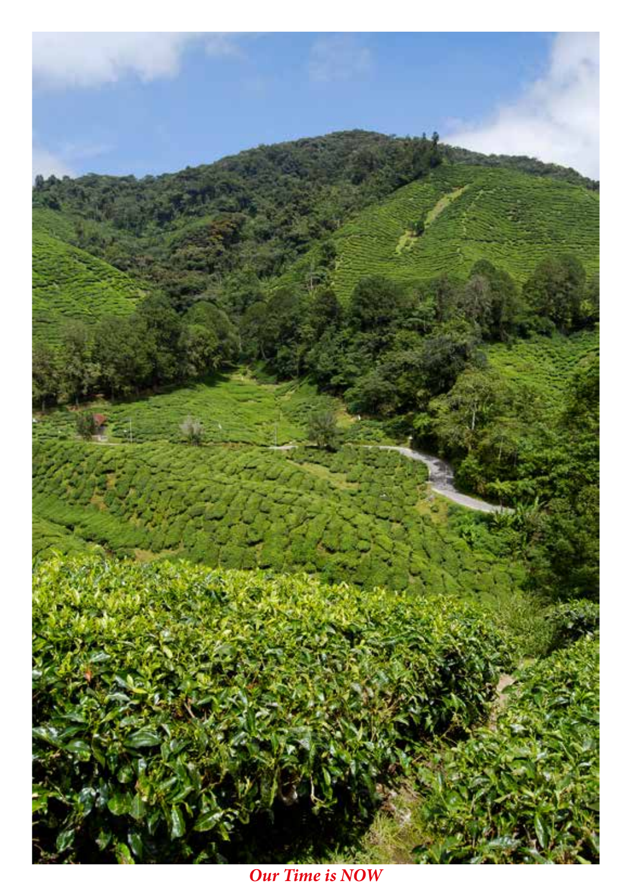*Our Time is NOW*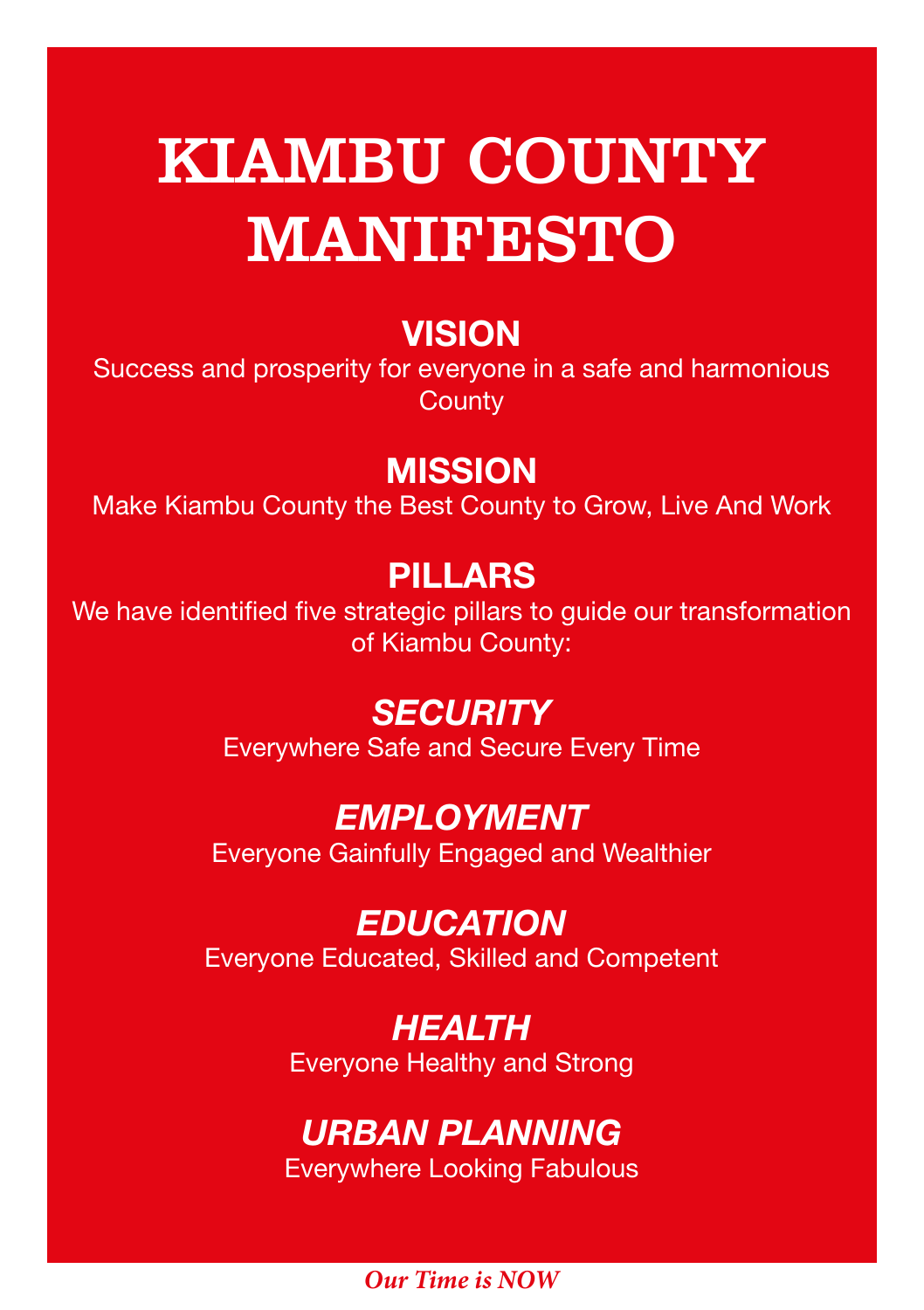# KIAMBU COUNTY MANIFESTO

## VISION

Success and prosperity for everyone in a safe and harmonious County

## MISSION

Make Kiambu County the Best County to Grow, Live And Work

## PILLARS

We have identified five strategic pillars to guide our transformation of Kiambu County:

### *SECURITY*

Everywhere Safe and Secure Every Time

### *EMPLOYMENT*

Everyone Gainfully Engaged and Wealthier

### *EDUCATION*

Everyone Educated, Skilled and Competent

### *HEALTH*

Everyone Healthy and Strong

### *URBAN PLANNING*

Everywhere Looking Fabulous

*Our Time is NOW*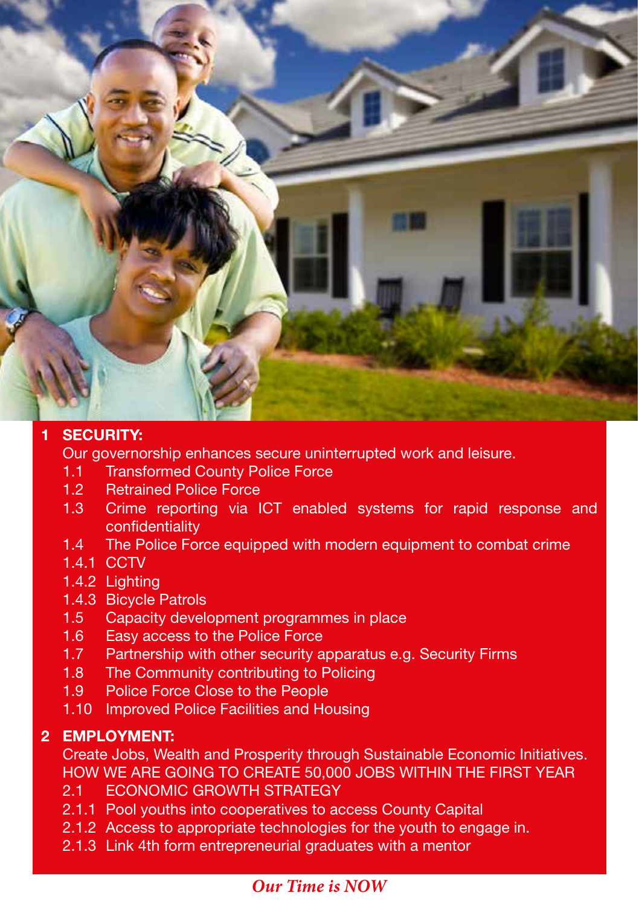## 1 SECURITY:

Our governorship enhances secure uninterrupted work and leisure.

- 1.1 Transformed County Police Force
- 1.2 Retrained Police Force
- 1.3 Crime reporting via ICT enabled systems for rapid response and confidentiality
- 1.4 The Police Force equipped with modern equipment to combat crime
- 1.4.1 CCTV
- 1.4.2 Lighting
- 1.4.3 Bicycle Patrols
- 1.5 Capacity development programmes in place
- 1.6 Easy access to the Police Force
- 1.7 Partnership with other security apparatus e.g. Security Firms
- 1.8 The Community contributing to Policing
- 1.9 Police Force Close to the People
- 1.10 Improved Police Facilities and Housing

## 2 EMPLOYMENT:

Create Jobs, Wealth and Prosperity through Sustainable Economic Initiatives.
HOW WE ARE GOING TO CREATE 50,000 JOBS WITHIN THE FIRST YEAR

- 2.1 ECONOMIC GROWTH STRATEGY
- 2.1.1 Pool youths into cooperatives to access County Capital
- 2.1.2 Access to appropriate technologies for the youth to engage in.
- 2.1.3 Link 4th form entrepreneurial graduates with a mentor

*Our Time is NOW*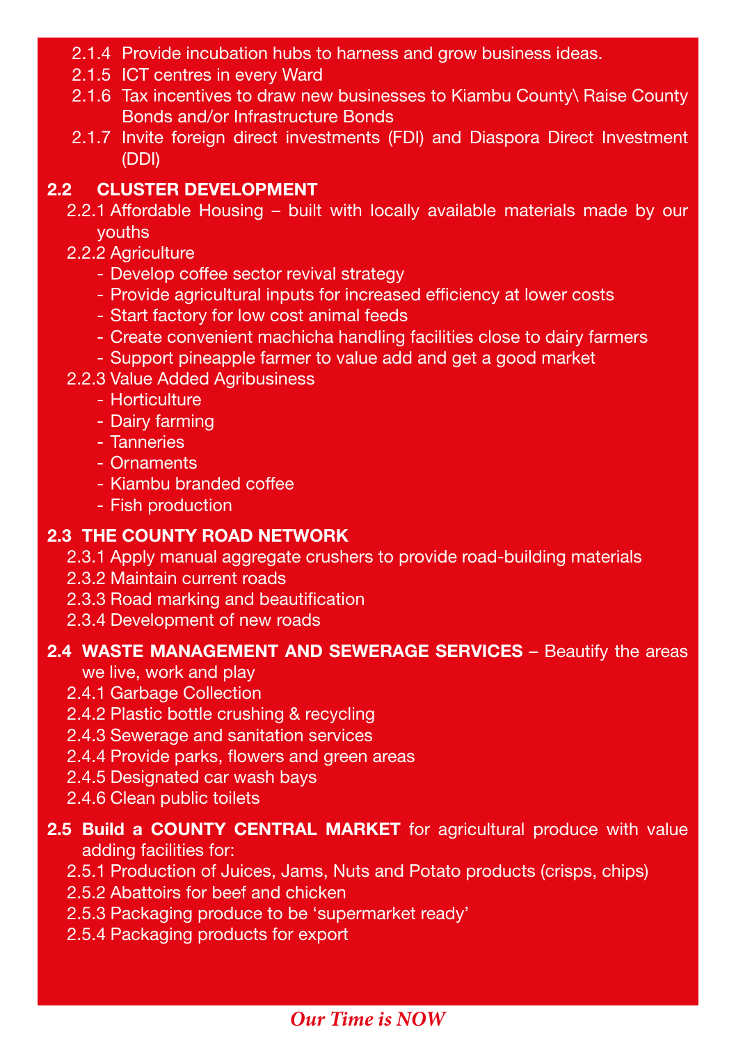2.1.4 Provide incubation hubs to harness and grow business ideas.
2.1.5 ICT centres in every Ward
2.1.6 Tax incentives to draw new businesses to Kiambu County\ Raise County Bonds and/or Infrastructure Bonds
2.1.7 Invite foreign direct investments (FDI) and Diaspora Direct Investment (DDI)

**2.2 CLUSTER DEVELOPMENT**

2.2.1 Affordable Housing – built with locally available materials made by our youths

2.2.2 Agriculture
- Develop coffee sector revival strategy
- Provide agricultural inputs for increased efficiency at lower costs
- Start factory for low cost animal feeds
- Create convenient machicha handling facilities close to dairy farmers
- Support pineapple farmer to value add and get a good market

2.2.3 Value Added Agribusiness
- Horticulture
- Dairy farming
- Tanneries
- Ornaments
- Kiambu branded coffee
- Fish production

**2.3 THE COUNTY ROAD NETWORK**

2.3.1 Apply manual aggregate crushers to provide road-building materials
2.3.2 Maintain current roads
2.3.3 Road marking and beautification
2.3.4 Development of new roads

**2.4 WASTE MANAGEMENT AND SEWERAGE SERVICES** – Beautify the areas we live, work and play

2.4.1 Garbage Collection
2.4.2 Plastic bottle crushing & recycling
2.4.3 Sewerage and sanitation services
2.4.4 Provide parks, flowers and green areas
2.4.5 Designated car wash bays
2.4.6 Clean public toilets

**2.5 Build a COUNTY CENTRAL MARKET** for agricultural produce with value adding facilities for:

2.5.1 Production of Juices, Jams, Nuts and Potato products (crisps, chips)
2.5.2 Abattoirs for beef and chicken
2.5.3 Packaging produce to be 'supermarket ready'
2.5.4 Packaging products for export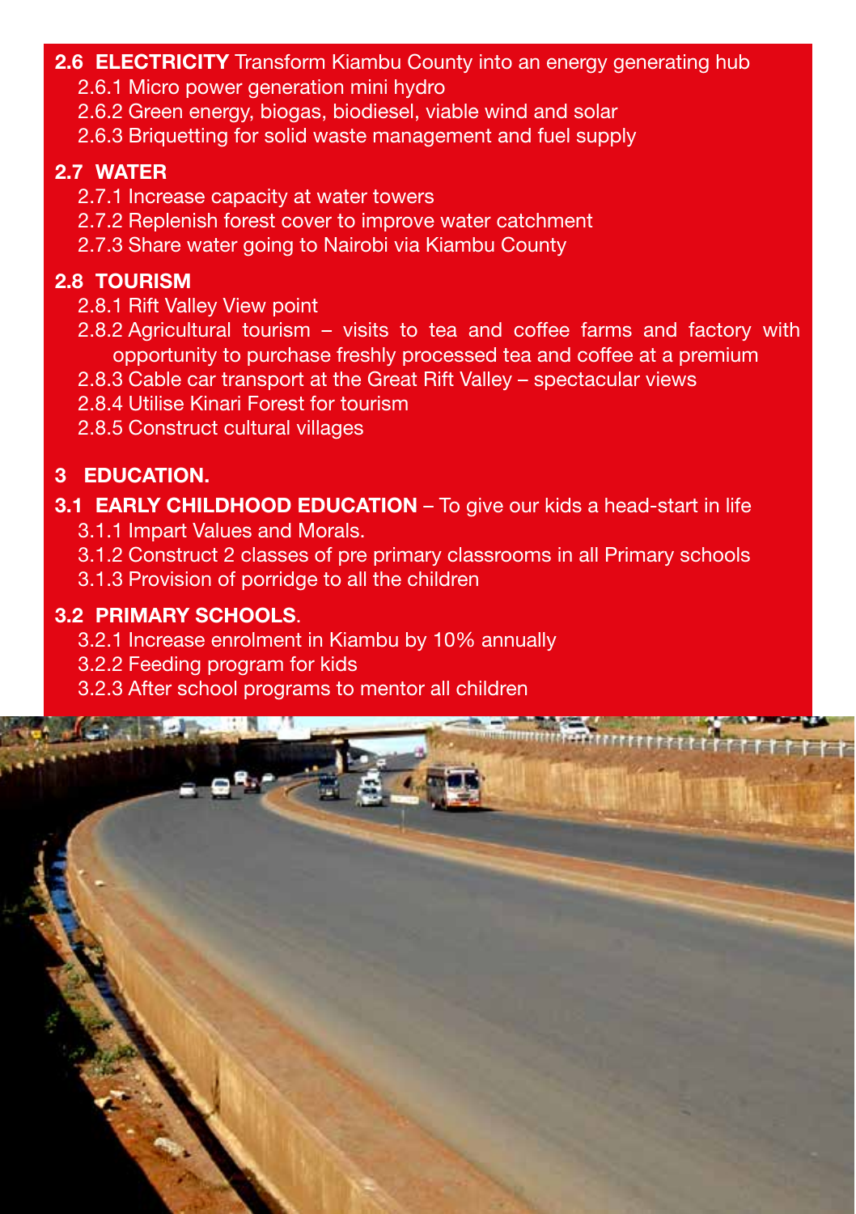**2.6 ELECTRICITY** Transform Kiambu County into an energy generating hub

- 2.6.1 Micro power generation mini hydro
- 2.6.2 Green energy, biogas, biodiesel, viable wind and solar
- 2.6.3 Briquetting for solid waste management and fuel supply

**2.7 WATER**

- 2.7.1 Increase capacity at water towers
- 2.7.2 Replenish forest cover to improve water catchment
- 2.7.3 Share water going to Nairobi via Kiambu County

**2.8 TOURISM**

- 2.8.1 Rift Valley View point
- 2.8.2 Agricultural tourism – visits to tea and coffee farms and factory with opportunity to purchase freshly processed tea and coffee at a premium
- 2.8.3 Cable car transport at the Great Rift Valley – spectacular views
- 2.8.4 Utilise Kinari Forest for tourism
- 2.8.5 Construct cultural villages

## 3 EDUCATION.

**3.1 EARLY CHILDHOOD EDUCATION** – To give our kids a head-start in life

- 3.1.1 Impart Values and Morals.
- 3.1.2 Construct 2 classes of pre primary classrooms in all Primary schools
- 3.1.3 Provision of porridge to all the children

**3.2 PRIMARY SCHOOLS**.

- 3.2.1 Increase enrolment in Kiambu by 10% annually
- 3.2.2 Feeding program for kids
- 3.2.3 After school programs to mentor all children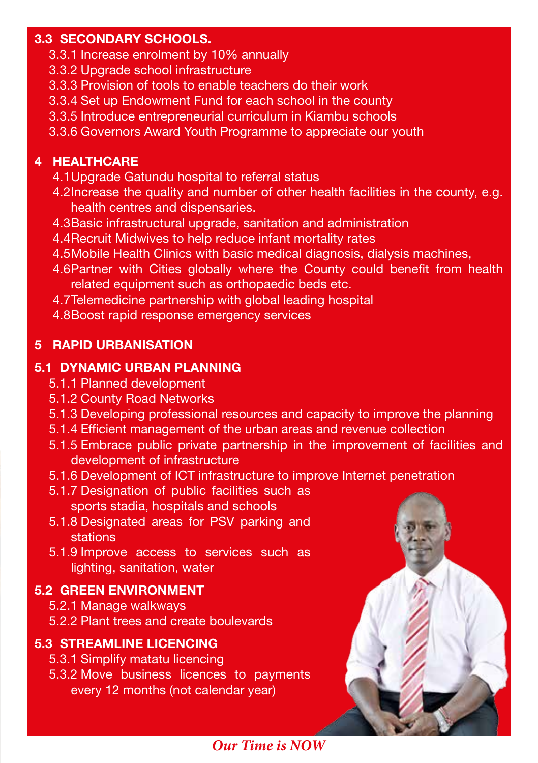### 3.3 SECONDARY SCHOOLS.

3.3.1 Increase enrolment by 10% annually
3.3.2 Upgrade school infrastructure
3.3.3 Provision of tools to enable teachers do their work
3.3.4 Set up Endowment Fund for each school in the county
3.3.5 Introduce entrepreneurial curriculum in Kiambu schools
3.3.6 Governors Award Youth Programme to appreciate our youth

## 4 HEALTHCARE

4.1 Upgrade Gatundu hospital to referral status
4.2 Increase the quality and number of other health facilities in the county, e.g. health centres and dispensaries.
4.3 Basic infrastructural upgrade, sanitation and administration
4.4 Recruit Midwives to help reduce infant mortality rates
4.5 Mobile Health Clinics with basic medical diagnosis, dialysis machines,
4.6 Partner with Cities globally where the County could benefit from health related equipment such as orthopaedic beds etc.
4.7 Telemedicine partnership with global leading hospital
4.8 Boost rapid response emergency services

## 5 RAPID URBANISATION

### 5.1 DYNAMIC URBAN PLANNING

5.1.1 Planned development
5.1.2 County Road Networks
5.1.3 Developing professional resources and capacity to improve the planning
5.1.4 Efficient management of the urban areas and revenue collection
5.1.5 Embrace public private partnership in the improvement of facilities and development of infrastructure
5.1.6 Development of ICT infrastructure to improve Internet penetration
5.1.7 Designation of public facilities such as sports stadia, hospitals and schools
5.1.8 Designated areas for PSV parking and stations
5.1.9 Improve access to services such as lighting, sanitation, water

### 5.2 GREEN ENVIRONMENT

5.2.1 Manage walkways
5.2.2 Plant trees and create boulevards

### 5.3 STREAMLINE LICENCING

5.3.1 Simplify matatu licencing
5.3.2 Move business licences to payments every 12 months (not calendar year)

*Our Time is NOW*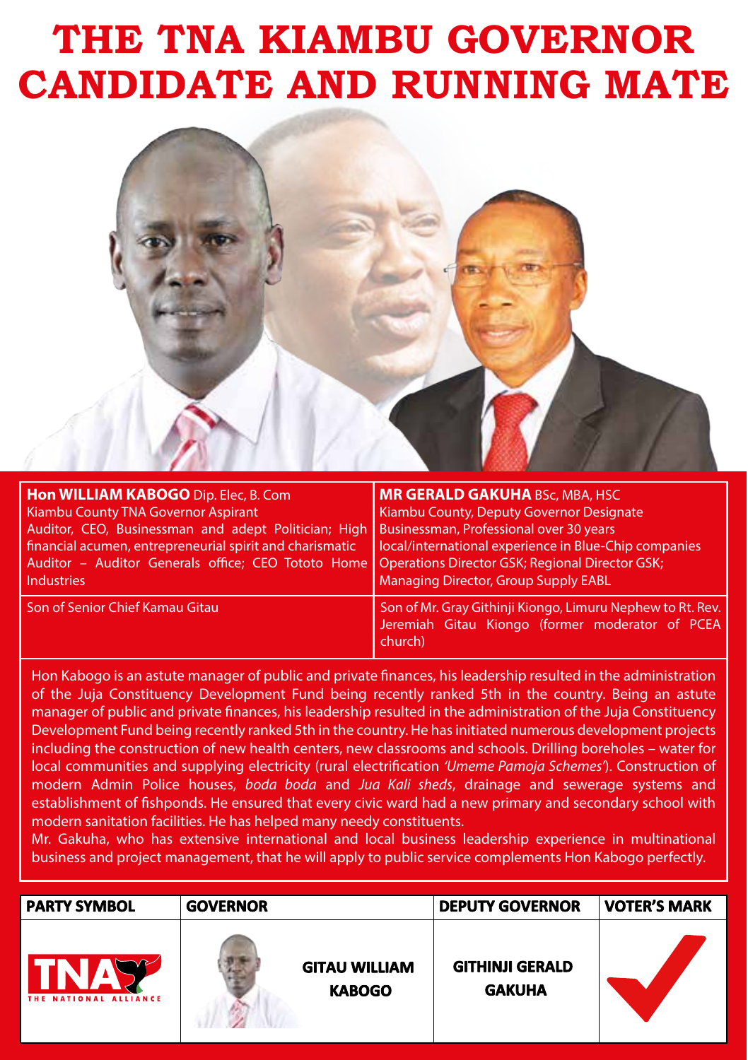# THE TNA KIAMBU GOVERNOR CANDIDATE AND RUNNING MATE

| | |
|---|---|
| **Hon WILLIAM KABOGO** Dip. Elec, B. Com<br>Kiambu County TNA Governor Aspirant<br>Auditor, CEO, Businessman and adept Politician; High financial acumen, entrepreneurial spirit and charismatic Auditor – Auditor Generals office; CEO Tototo Home Industries | **MR GERALD GAKUHA** BSc, MBA, HSC<br>Kiambu County, Deputy Governor Designate<br>Businessman, Professional over 30 years local/international experience in Blue-Chip companies Operations Director GSK; Regional Director GSK; Managing Director, Group Supply EABL |
| Son of Senior Chief Kamau Gitau | Son of Mr. Gray Githinji Kiongo, Limuru Nephew to Rt. Rev. Jeremiah Gitau Kiongo (former moderator of PCEA church) |

Hon Kabogo is an astute manager of public and private finances, his leadership resulted in the administration of the Juja Constituency Development Fund being recently ranked 5th in the country. Being an astute manager of public and private finances, his leadership resulted in the administration of the Juja Constituency Development Fund being recently ranked 5th in the country. He has initiated numerous development projects including the construction of new health centers, new classrooms and schools. Drilling boreholes – water for local communities and supplying electricity (rural electrification *'Umeme Pamoja Schemes'*). Construction of modern Admin Police houses, *boda boda* and *Jua Kali sheds*, drainage and sewerage systems and establishment of fishponds. He ensured that every civic ward had a new primary and secondary school with modern sanitation facilities. He has helped many needy constituents.

Mr. Gakuha, who has extensive international and local business leadership experience in multinational business and project management, that he will apply to public service complements Hon Kabogo perfectly.

| PARTY SYMBOL | GOVERNOR | DEPUTY GOVERNOR | VOTER'S MARK |
|---|---|---|---|
| TNA THE NATIONAL ALLIANCE | GITAU WILLIAM KABOGO | GITHINJI GERALD GAKUHA | ✓ |